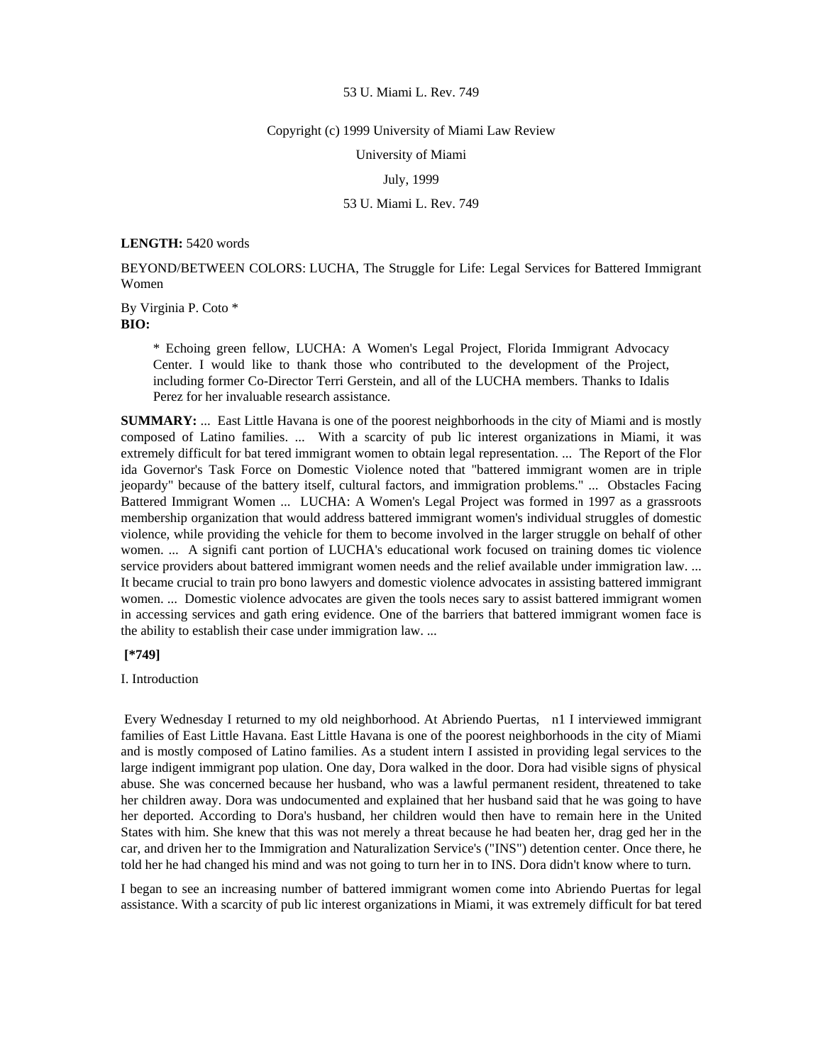53 U. Miami L. Rev. 749

Copyright (c) 1999 University of Miami Law Review

University of Miami

July, 1999

53 U. Miami L. Rev. 749

**LENGTH:** 5420 words

BEYOND/BETWEEN COLORS: LUCHA, The Struggle for Life: Legal Services for Battered Immigrant Women

By Virginia P. Coto *

**BIO:**

> * Echoing green fellow, LUCHA: A Women's Legal Project, Florida Immigrant Advocacy Center. I would like to thank those who contributed to the development of the Project, including former Co-Director Terri Gerstein, and all of the LUCHA members. Thanks to Idalis Perez for her invaluable research assistance.

**SUMMARY:** ... East Little Havana is one of the poorest neighborhoods in the city of Miami and is mostly composed of Latino families. ... With a scarcity of pub lic interest organizations in Miami, it was extremely difficult for bat tered immigrant women to obtain legal representation. ... The Report of the Flor ida Governor's Task Force on Domestic Violence noted that "battered immigrant women are in triple jeopardy" because of the battery itself, cultural factors, and immigration problems." ... Obstacles Facing Battered Immigrant Women ... LUCHA: A Women's Legal Project was formed in 1997 as a grassroots membership organization that would address battered immigrant women's individual struggles of domestic violence, while providing the vehicle for them to become involved in the larger struggle on behalf of other women. ... A signifi cant portion of LUCHA's educational work focused on training domes tic violence service providers about battered immigrant women needs and the relief available under immigration law. ... It became crucial to train pro bono lawyers and domestic violence advocates in assisting battered immigrant women. ... Domestic violence advocates are given the tools neces sary to assist battered immigrant women in accessing services and gath ering evidence. One of the barriers that battered immigrant women face is the ability to establish their case under immigration law. ...

**[*749]**

I. Introduction

Every Wednesday I returned to my old neighborhood. At Abriendo Puertas, n1 I interviewed immigrant families of East Little Havana. East Little Havana is one of the poorest neighborhoods in the city of Miami and is mostly composed of Latino families. As a student intern I assisted in providing legal services to the large indigent immigrant pop ulation. One day, Dora walked in the door. Dora had visible signs of physical abuse. She was concerned because her husband, who was a lawful permanent resident, threatened to take her children away. Dora was undocumented and explained that her husband said that he was going to have her deported. According to Dora's husband, her children would then have to remain here in the United States with him. She knew that this was not merely a threat because he had beaten her, drag ged her in the car, and driven her to the Immigration and Naturalization Service's ("INS") detention center. Once there, he told her he had changed his mind and was not going to turn her in to INS. Dora didn't know where to turn.

I began to see an increasing number of battered immigrant women come into Abriendo Puertas for legal assistance. With a scarcity of pub lic interest organizations in Miami, it was extremely difficult for bat tered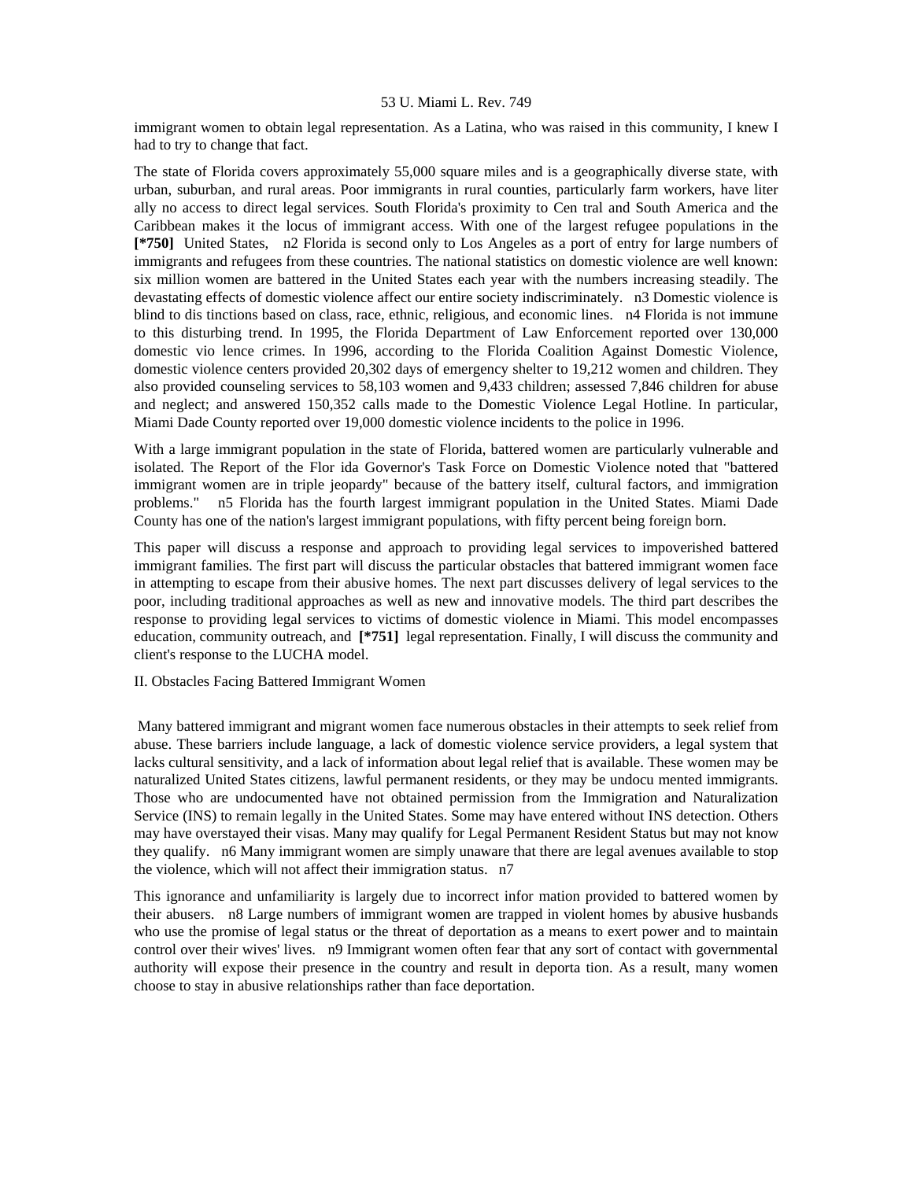immigrant women to obtain legal representation. As a Latina, who was raised in this community, I knew I had to try to change that fact.

The state of Florida covers approximately 55,000 square miles and is a geographically diverse state, with urban, suburban, and rural areas. Poor immigrants in rural counties, particularly farm workers, have liter ally no access to direct legal services. South Florida's proximity to Cen tral and South America and the Caribbean makes it the locus of immigrant access. With one of the largest refugee populations in the **[*750]** United States, n2 Florida is second only to Los Angeles as a port of entry for large numbers of immigrants and refugees from these countries. The national statistics on domestic violence are well known: six million women are battered in the United States each year with the numbers increasing steadily. The devastating effects of domestic violence affect our entire society indiscriminately. n3 Domestic violence is blind to dis tinctions based on class, race, ethnic, religious, and economic lines. n4 Florida is not immune to this disturbing trend. In 1995, the Florida Department of Law Enforcement reported over 130,000 domestic vio lence crimes. In 1996, according to the Florida Coalition Against Domestic Violence, domestic violence centers provided 20,302 days of emergency shelter to 19,212 women and children. They also provided counseling services to 58,103 women and 9,433 children; assessed 7,846 children for abuse and neglect; and answered 150,352 calls made to the Domestic Violence Legal Hotline. In particular, Miami Dade County reported over 19,000 domestic violence incidents to the police in 1996.

With a large immigrant population in the state of Florida, battered women are particularly vulnerable and isolated. The Report of the Flor ida Governor's Task Force on Domestic Violence noted that "battered immigrant women are in triple jeopardy" because of the battery itself, cultural factors, and immigration problems." n5 Florida has the fourth largest immigrant population in the United States. Miami Dade County has one of the nation's largest immigrant populations, with fifty percent being foreign born.

This paper will discuss a response and approach to providing legal services to impoverished battered immigrant families. The first part will discuss the particular obstacles that battered immigrant women face in attempting to escape from their abusive homes. The next part discusses delivery of legal services to the poor, including traditional approaches as well as new and innovative models. The third part describes the response to providing legal services to victims of domestic violence in Miami. This model encompasses education, community outreach, and **[*751]** legal representation. Finally, I will discuss the community and client's response to the LUCHA model.

## II. Obstacles Facing Battered Immigrant Women

Many battered immigrant and migrant women face numerous obstacles in their attempts to seek relief from abuse. These barriers include language, a lack of domestic violence service providers, a legal system that lacks cultural sensitivity, and a lack of information about legal relief that is available. These women may be naturalized United States citizens, lawful permanent residents, or they may be undocu mented immigrants. Those who are undocumented have not obtained permission from the Immigration and Naturalization Service (INS) to remain legally in the United States. Some may have entered without INS detection. Others may have overstayed their visas. Many may qualify for Legal Permanent Resident Status but may not know they qualify. n6 Many immigrant women are simply unaware that there are legal avenues available to stop the violence, which will not affect their immigration status. n7

This ignorance and unfamiliarity is largely due to incorrect infor mation provided to battered women by their abusers. n8 Large numbers of immigrant women are trapped in violent homes by abusive husbands who use the promise of legal status or the threat of deportation as a means to exert power and to maintain control over their wives' lives. n9 Immigrant women often fear that any sort of contact with governmental authority will expose their presence in the country and result in deporta tion. As a result, many women choose to stay in abusive relationships rather than face deportation.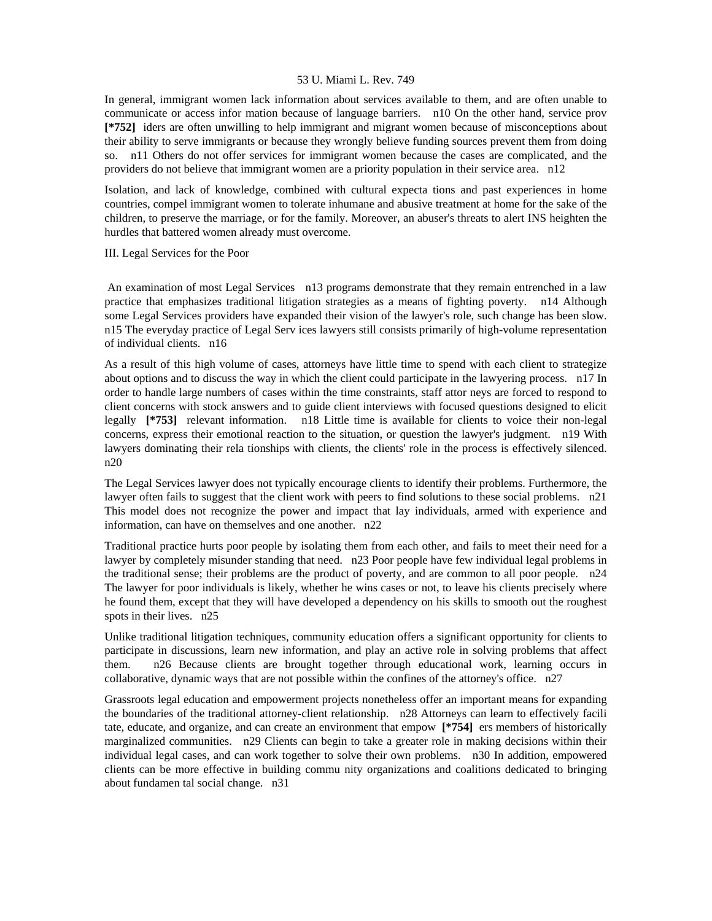In general, immigrant women lack information about services available to them, and are often unable to communicate or access infor mation because of language barriers. n10 On the other hand, service prov **[*752]** iders are often unwilling to help immigrant and migrant women because of misconceptions about their ability to serve immigrants or because they wrongly believe funding sources prevent them from doing so. n11 Others do not offer services for immigrant women because the cases are complicated, and the providers do not believe that immigrant women are a priority population in their service area. n12

Isolation, and lack of knowledge, combined with cultural expecta tions and past experiences in home countries, compel immigrant women to tolerate inhumane and abusive treatment at home for the sake of the children, to preserve the marriage, or for the family. Moreover, an abuser's threats to alert INS heighten the hurdles that battered women already must overcome.

III. Legal Services for the Poor

An examination of most Legal Services n13 programs demonstrate that they remain entrenched in a law practice that emphasizes traditional litigation strategies as a means of fighting poverty. n14 Although some Legal Services providers have expanded their vision of the lawyer's role, such change has been slow. n15 The everyday practice of Legal Serv ices lawyers still consists primarily of high-volume representation of individual clients. n16

As a result of this high volume of cases, attorneys have little time to spend with each client to strategize about options and to discuss the way in which the client could participate in the lawyering process. n17 In order to handle large numbers of cases within the time constraints, staff attor neys are forced to respond to client concerns with stock answers and to guide client interviews with focused questions designed to elicit legally **[*753]** relevant information. n18 Little time is available for clients to voice their non-legal concerns, express their emotional reaction to the situation, or question the lawyer's judgment. n19 With lawyers dominating their rela tionships with clients, the clients' role in the process is effectively silenced. n20

The Legal Services lawyer does not typically encourage clients to identify their problems. Furthermore, the lawyer often fails to suggest that the client work with peers to find solutions to these social problems. n21 This model does not recognize the power and impact that lay individuals, armed with experience and information, can have on themselves and one another. n22

Traditional practice hurts poor people by isolating them from each other, and fails to meet their need for a lawyer by completely misunder standing that need. n23 Poor people have few individual legal problems in the traditional sense; their problems are the product of poverty, and are common to all poor people. n24 The lawyer for poor individuals is likely, whether he wins cases or not, to leave his clients precisely where he found them, except that they will have developed a dependency on his skills to smooth out the roughest spots in their lives. n25

Unlike traditional litigation techniques, community education offers a significant opportunity for clients to participate in discussions, learn new information, and play an active role in solving problems that affect them. n26 Because clients are brought together through educational work, learning occurs in collaborative, dynamic ways that are not possible within the confines of the attorney's office. n27

Grassroots legal education and empowerment projects nonetheless offer an important means for expanding the boundaries of the traditional attorney-client relationship. n28 Attorneys can learn to effectively facili tate, educate, and organize, and can create an environment that empow **[*754]** ers members of historically marginalized communities. n29 Clients can begin to take a greater role in making decisions within their individual legal cases, and can work together to solve their own problems. n30 In addition, empowered clients can be more effective in building commu nity organizations and coalitions dedicated to bringing about fundamen tal social change. n31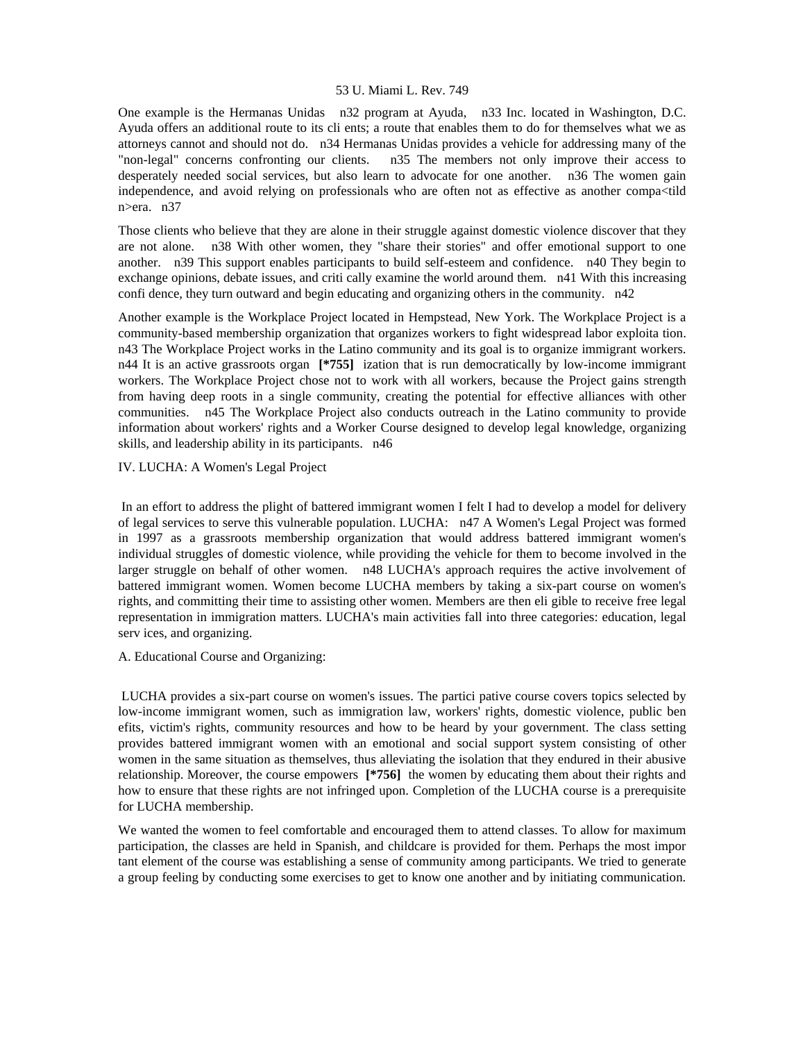One example is the Hermanas Unidas n32 program at Ayuda, n33 Inc. located in Washington, D.C. Ayuda offers an additional route to its cli ents; a route that enables them to do for themselves what we as attorneys cannot and should not do. n34 Hermanas Unidas provides a vehicle for addressing many of the "non-legal" concerns confronting our clients. n35 The members not only improve their access to desperately needed social services, but also learn to advocate for one another. n36 The women gain independence, and avoid relying on professionals who are often not as effective as another compa<tild n>era. n37

Those clients who believe that they are alone in their struggle against domestic violence discover that they are not alone. n38 With other women, they "share their stories" and offer emotional support to one another. n39 This support enables participants to build self-esteem and confidence. n40 They begin to exchange opinions, debate issues, and criti cally examine the world around them. n41 With this increasing confi dence, they turn outward and begin educating and organizing others in the community. n42

Another example is the Workplace Project located in Hempstead, New York. The Workplace Project is a community-based membership organization that organizes workers to fight widespread labor exploita tion. n43 The Workplace Project works in the Latino community and its goal is to organize immigrant workers. n44 It is an active grassroots organ **[*755]** ization that is run democratically by low-income immigrant workers. The Workplace Project chose not to work with all workers, because the Project gains strength from having deep roots in a single community, creating the potential for effective alliances with other communities. n45 The Workplace Project also conducts outreach in the Latino community to provide information about workers' rights and a Worker Course designed to develop legal knowledge, organizing skills, and leadership ability in its participants. n46

## IV. LUCHA: A Women's Legal Project

In an effort to address the plight of battered immigrant women I felt I had to develop a model for delivery of legal services to serve this vulnerable population. LUCHA: n47 A Women's Legal Project was formed in 1997 as a grassroots membership organization that would address battered immigrant women's individual struggles of domestic violence, while providing the vehicle for them to become involved in the larger struggle on behalf of other women. n48 LUCHA's approach requires the active involvement of battered immigrant women. Women become LUCHA members by taking a six-part course on women's rights, and committing their time to assisting other women. Members are then eli gible to receive free legal representation in immigration matters. LUCHA's main activities fall into three categories: education, legal serv ices, and organizing.

### A. Educational Course and Organizing:

LUCHA provides a six-part course on women's issues. The partici pative course covers topics selected by low-income immigrant women, such as immigration law, workers' rights, domestic violence, public ben efits, victim's rights, community resources and how to be heard by your government. The class setting provides battered immigrant women with an emotional and social support system consisting of other women in the same situation as themselves, thus alleviating the isolation that they endured in their abusive relationship. Moreover, the course empowers **[*756]** the women by educating them about their rights and how to ensure that these rights are not infringed upon. Completion of the LUCHA course is a prerequisite for LUCHA membership.

We wanted the women to feel comfortable and encouraged them to attend classes. To allow for maximum participation, the classes are held in Spanish, and childcare is provided for them. Perhaps the most impor tant element of the course was establishing a sense of community among participants. We tried to generate a group feeling by conducting some exercises to get to know one another and by initiating communication.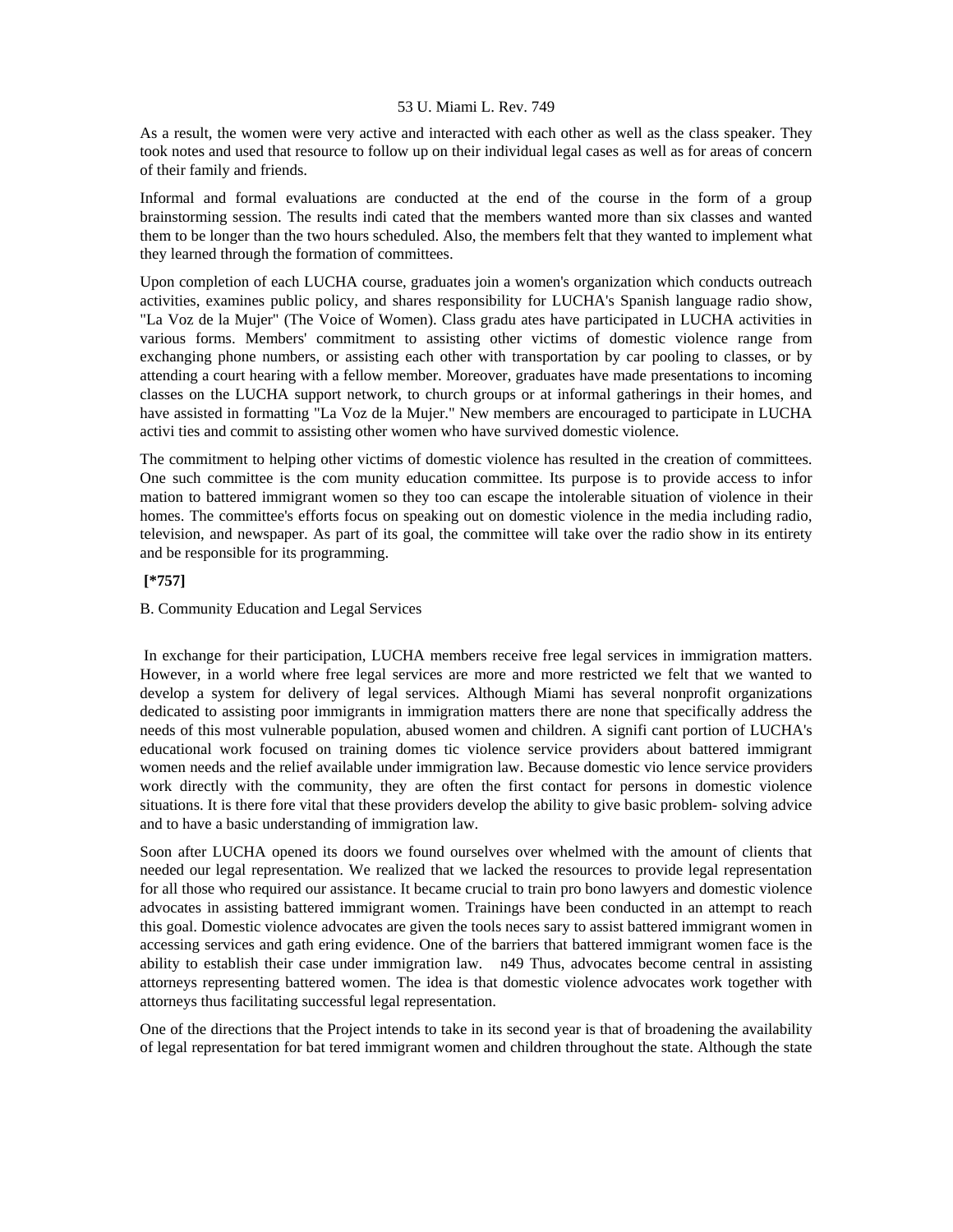As a result, the women were very active and interacted with each other as well as the class speaker. They took notes and used that resource to follow up on their individual legal cases as well as for areas of concern of their family and friends.

Informal and formal evaluations are conducted at the end of the course in the form of a group brainstorming session. The results indi cated that the members wanted more than six classes and wanted them to be longer than the two hours scheduled. Also, the members felt that they wanted to implement what they learned through the formation of committees.

Upon completion of each LUCHA course, graduates join a women's organization which conducts outreach activities, examines public policy, and shares responsibility for LUCHA's Spanish language radio show, "La Voz de la Mujer" (The Voice of Women). Class gradu ates have participated in LUCHA activities in various forms. Members' commitment to assisting other victims of domestic violence range from exchanging phone numbers, or assisting each other with transportation by car pooling to classes, or by attending a court hearing with a fellow member. Moreover, graduates have made presentations to incoming classes on the LUCHA support network, to church groups or at informal gatherings in their homes, and have assisted in formatting "La Voz de la Mujer." New members are encouraged to participate in LUCHA activi ties and commit to assisting other women who have survived domestic violence.

The commitment to helping other victims of domestic violence has resulted in the creation of committees. One such committee is the com munity education committee. Its purpose is to provide access to infor mation to battered immigrant women so they too can escape the intolerable situation of violence in their homes. The committee's efforts focus on speaking out on domestic violence in the media including radio, television, and newspaper. As part of its goal, the committee will take over the radio show in its entirety and be responsible for its programming.

**[*757]**

B. Community Education and Legal Services

In exchange for their participation, LUCHA members receive free legal services in immigration matters. However, in a world where free legal services are more and more restricted we felt that we wanted to develop a system for delivery of legal services. Although Miami has several nonprofit organizations dedicated to assisting poor immigrants in immigration matters there are none that specifically address the needs of this most vulnerable population, abused women and children. A signifi cant portion of LUCHA's educational work focused on training domes tic violence service providers about battered immigrant women needs and the relief available under immigration law. Because domestic vio lence service providers work directly with the community, they are often the first contact for persons in domestic violence situations. It is there fore vital that these providers develop the ability to give basic problem- solving advice and to have a basic understanding of immigration law.

Soon after LUCHA opened its doors we found ourselves over whelmed with the amount of clients that needed our legal representation. We realized that we lacked the resources to provide legal representation for all those who required our assistance. It became crucial to train pro bono lawyers and domestic violence advocates in assisting battered immigrant women. Trainings have been conducted in an attempt to reach this goal. Domestic violence advocates are given the tools neces sary to assist battered immigrant women in accessing services and gath ering evidence. One of the barriers that battered immigrant women face is the ability to establish their case under immigration law. n49 Thus, advocates become central in assisting attorneys representing battered women. The idea is that domestic violence advocates work together with attorneys thus facilitating successful legal representation.

One of the directions that the Project intends to take in its second year is that of broadening the availability of legal representation for bat tered immigrant women and children throughout the state. Although the state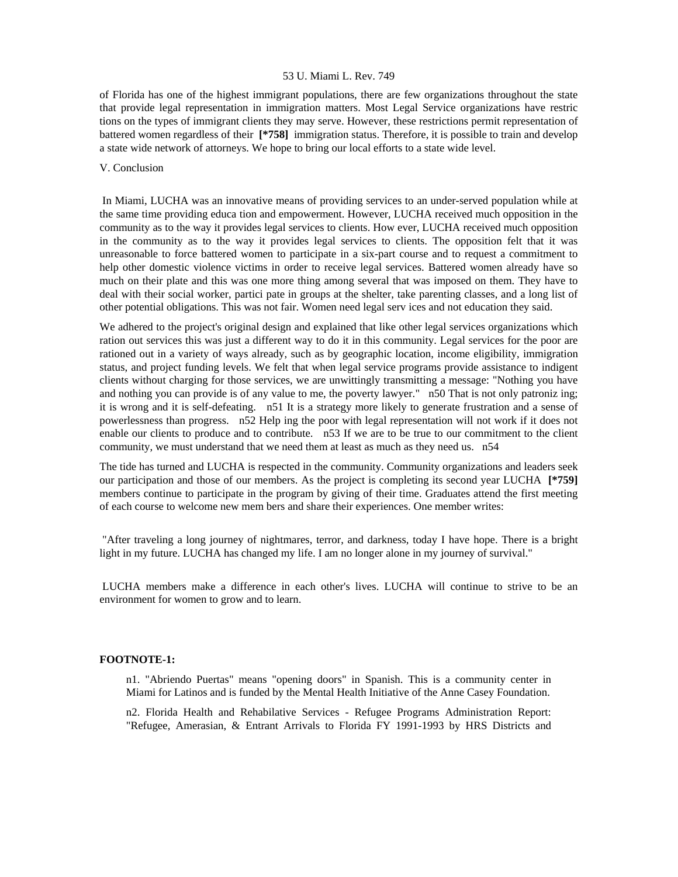of Florida has one of the highest immigrant populations, there are few organizations throughout the state that provide legal representation in immigration matters. Most Legal Service organizations have restric tions on the types of immigrant clients they may serve. However, these restrictions permit representation of battered women regardless of their **[*758]** immigration status. Therefore, it is possible to train and develop a state wide network of attorneys. We hope to bring our local efforts to a state wide level.

V. Conclusion

In Miami, LUCHA was an innovative means of providing services to an under-served population while at the same time providing educa tion and empowerment. However, LUCHA received much opposition in the community as to the way it provides legal services to clients. How ever, LUCHA received much opposition in the community as to the way it provides legal services to clients. The opposition felt that it was unreasonable to force battered women to participate in a six-part course and to request a commitment to help other domestic violence victims in order to receive legal services. Battered women already have so much on their plate and this was one more thing among several that was imposed on them. They have to deal with their social worker, partici pate in groups at the shelter, take parenting classes, and a long list of other potential obligations. This was not fair. Women need legal serv ices and not education they said.

We adhered to the project's original design and explained that like other legal services organizations which ration out services this was just a different way to do it in this community. Legal services for the poor are rationed out in a variety of ways already, such as by geographic location, income eligibility, immigration status, and project funding levels. We felt that when legal service programs provide assistance to indigent clients without charging for those services, we are unwittingly transmitting a message: "Nothing you have and nothing you can provide is of any value to me, the poverty lawyer." n50 That is not only patroniz ing; it is wrong and it is self-defeating. n51 It is a strategy more likely to generate frustration and a sense of powerlessness than progress. n52 Help ing the poor with legal representation will not work if it does not enable our clients to produce and to contribute. n53 If we are to be true to our commitment to the client community, we must understand that we need them at least as much as they need us. n54

The tide has turned and LUCHA is respected in the community. Community organizations and leaders seek our participation and those of our members. As the project is completing its second year LUCHA **[*759]** members continue to participate in the program by giving of their time. Graduates attend the first meeting of each course to welcome new mem bers and share their experiences. One member writes:

"After traveling a long journey of nightmares, terror, and darkness, today I have hope. There is a bright light in my future. LUCHA has changed my life. I am no longer alone in my journey of survival."

LUCHA members make a difference in each other's lives. LUCHA will continue to strive to be an environment for women to grow and to learn.

**FOOTNOTE-1:**

n1. "Abriendo Puertas" means "opening doors" in Spanish. This is a community center in Miami for Latinos and is funded by the Mental Health Initiative of the Anne Casey Foundation.

n2. Florida Health and Rehabilative Services - Refugee Programs Administration Report: "Refugee, Amerasian, & Entrant Arrivals to Florida FY 1991-1993 by HRS Districts and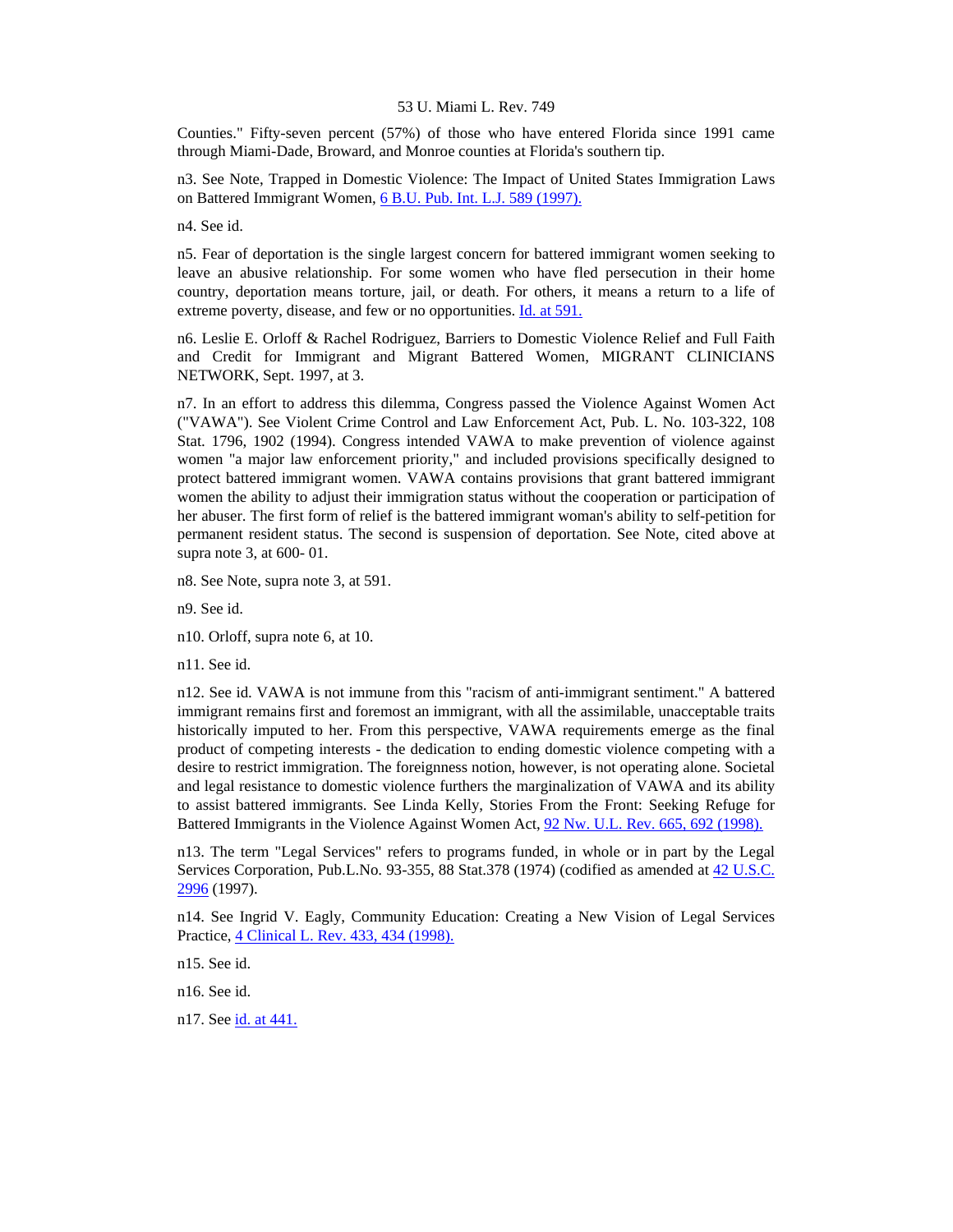Counties." Fifty-seven percent (57%) of those who have entered Florida since 1991 came through Miami-Dade, Broward, and Monroe counties at Florida's southern tip.

n3. See Note, Trapped in Domestic Violence: The Impact of United States Immigration Laws on Battered Immigrant Women, 6 B.U. Pub. Int. L.J. 589 (1997).

n4. See id.

n5. Fear of deportation is the single largest concern for battered immigrant women seeking to leave an abusive relationship. For some women who have fled persecution in their home country, deportation means torture, jail, or death. For others, it means a return to a life of extreme poverty, disease, and few or no opportunities. Id. at 591.

n6. Leslie E. Orloff & Rachel Rodriguez, Barriers to Domestic Violence Relief and Full Faith and Credit for Immigrant and Migrant Battered Women, MIGRANT CLINICIANS NETWORK, Sept. 1997, at 3.

n7. In an effort to address this dilemma, Congress passed the Violence Against Women Act ("VAWA"). See Violent Crime Control and Law Enforcement Act, Pub. L. No. 103-322, 108 Stat. 1796, 1902 (1994). Congress intended VAWA to make prevention of violence against women "a major law enforcement priority," and included provisions specifically designed to protect battered immigrant women. VAWA contains provisions that grant battered immigrant women the ability to adjust their immigration status without the cooperation or participation of her abuser. The first form of relief is the battered immigrant woman's ability to self-petition for permanent resident status. The second is suspension of deportation. See Note, cited above at supra note 3, at 600- 01.

n8. See Note, supra note 3, at 591.

n9. See id.

n10. Orloff, supra note 6, at 10.

n11. See id.

n12. See id. VAWA is not immune from this "racism of anti-immigrant sentiment." A battered immigrant remains first and foremost an immigrant, with all the assimilable, unacceptable traits historically imputed to her. From this perspective, VAWA requirements emerge as the final product of competing interests - the dedication to ending domestic violence competing with a desire to restrict immigration. The foreignness notion, however, is not operating alone. Societal and legal resistance to domestic violence furthers the marginalization of VAWA and its ability to assist battered immigrants. See Linda Kelly, Stories From the Front: Seeking Refuge for Battered Immigrants in the Violence Against Women Act, 92 Nw. U.L. Rev. 665, 692 (1998).

n13. The term "Legal Services" refers to programs funded, in whole or in part by the Legal Services Corporation, Pub.L.No. 93-355, 88 Stat.378 (1974) (codified as amended at 42 U.S.C. 2996 (1997).

n14. See Ingrid V. Eagly, Community Education: Creating a New Vision of Legal Services Practice, 4 Clinical L. Rev. 433, 434 (1998).

n15. See id.

n16. See id.

n17. See id. at 441.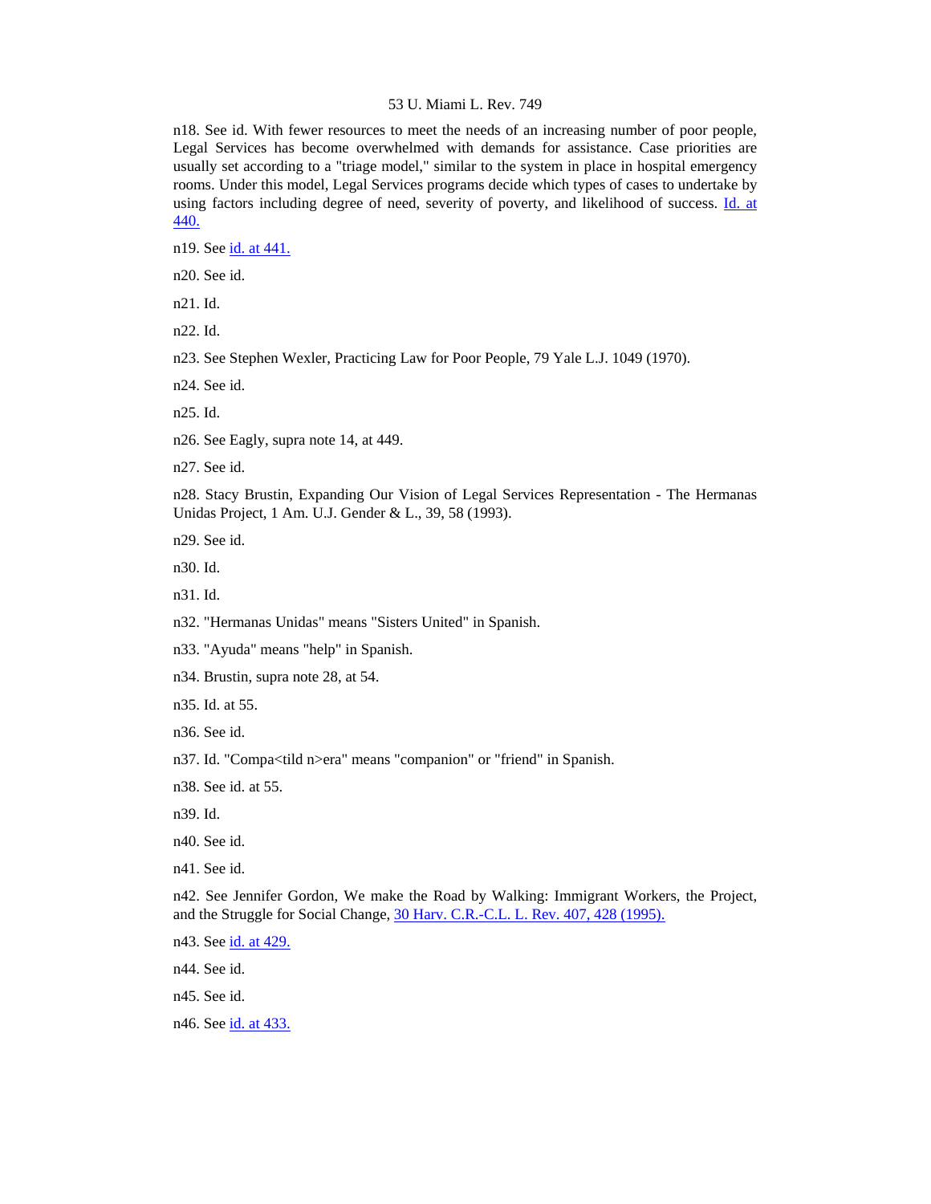n18. See id. With fewer resources to meet the needs of an increasing number of poor people, Legal Services has become overwhelmed with demands for assistance. Case priorities are usually set according to a "triage model," similar to the system in place in hospital emergency rooms. Under this model, Legal Services programs decide which types of cases to undertake by using factors including degree of need, severity of poverty, and likelihood of success. Id. at 440.

n19. See id. at 441.

n20. See id.

n21. Id.

n22. Id.

n23. See Stephen Wexler, Practicing Law for Poor People, 79 Yale L.J. 1049 (1970).

n24. See id.

n25. Id.

n26. See Eagly, supra note 14, at 449.

n27. See id.

n28. Stacy Brustin, Expanding Our Vision of Legal Services Representation - The Hermanas Unidas Project, 1 Am. U.J. Gender & L., 39, 58 (1993).

n29. See id.

n30. Id.

n31. Id.

n32. "Hermanas Unidas" means "Sisters United" in Spanish.

n33. "Ayuda" means "help" in Spanish.

n34. Brustin, supra note 28, at 54.

n35. Id. at 55.

n36. See id.

n37. Id. "Compa<tild n>era" means "companion" or "friend" in Spanish.

n38. See id. at 55.

n39. Id.

n40. See id.

n41. See id.

n42. See Jennifer Gordon, We make the Road by Walking: Immigrant Workers, the Project, and the Struggle for Social Change, 30 Harv. C.R.-C.L. L. Rev. 407, 428 (1995).

n43. See id. at 429.

n44. See id.

n45. See id.

n46. See id. at 433.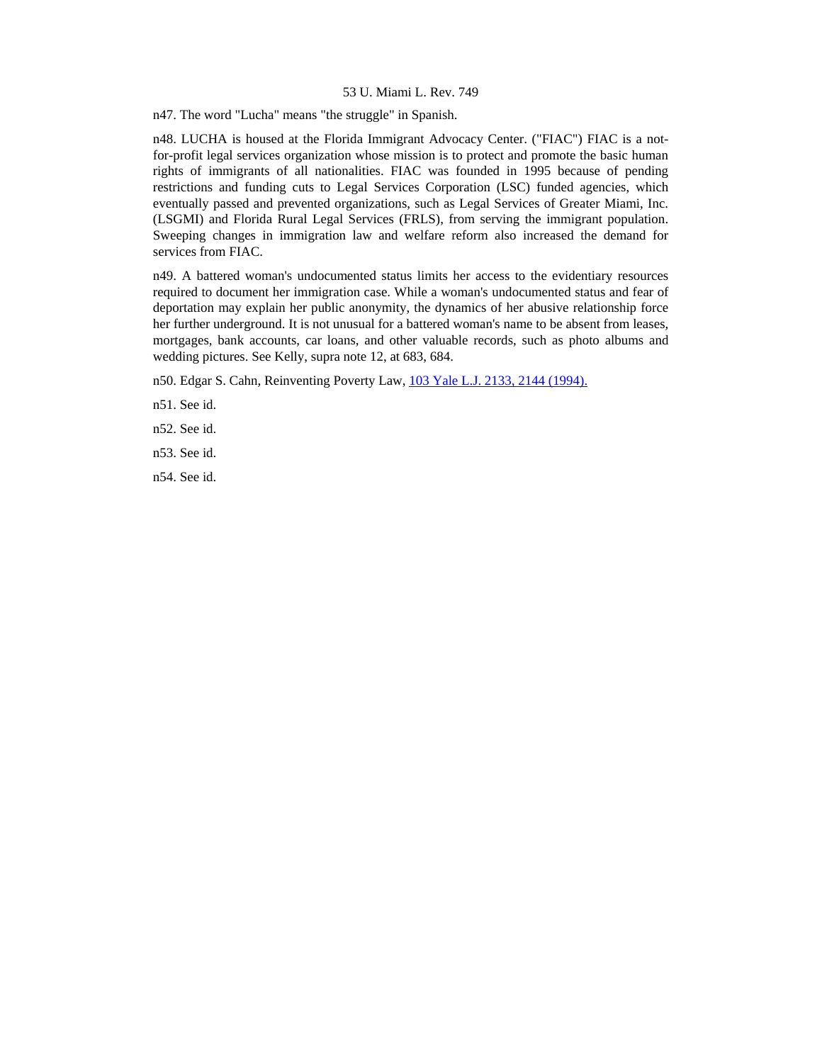n47. The word "Lucha" means "the struggle" in Spanish.

n48. LUCHA is housed at the Florida Immigrant Advocacy Center. ("FIAC") FIAC is a not-for-profit legal services organization whose mission is to protect and promote the basic human rights of immigrants of all nationalities. FIAC was founded in 1995 because of pending restrictions and funding cuts to Legal Services Corporation (LSC) funded agencies, which eventually passed and prevented organizations, such as Legal Services of Greater Miami, Inc. (LSGMI) and Florida Rural Legal Services (FRLS), from serving the immigrant population. Sweeping changes in immigration law and welfare reform also increased the demand for services from FIAC.

n49. A battered woman's undocumented status limits her access to the evidentiary resources required to document her immigration case. While a woman's undocumented status and fear of deportation may explain her public anonymity, the dynamics of her abusive relationship force her further underground. It is not unusual for a battered woman's name to be absent from leases, mortgages, bank accounts, car loans, and other valuable records, such as photo albums and wedding pictures. See Kelly, supra note 12, at 683, 684.

n50. Edgar S. Cahn, Reinventing Poverty Law, 103 Yale L.J. 2133, 2144 (1994).

n51. See id.

n52. See id.

n53. See id.

n54. See id.